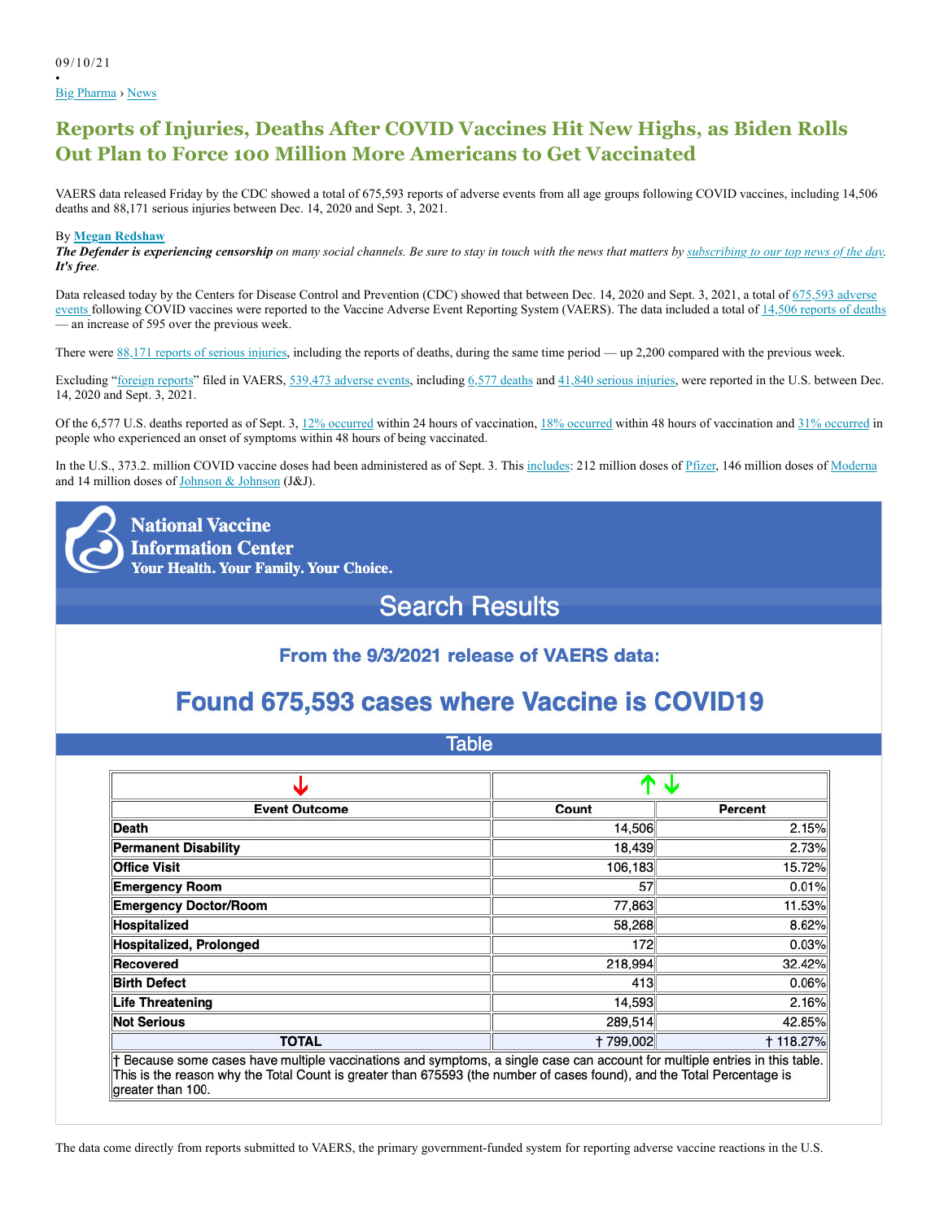09/10/21

•

Big Pharma › News

# Reports of Injuries, Deaths After COVID Vaccines Hit New Highs, as Biden Rolls Out Plan to Force 100 Million More Americans to Get Vaccinated

VAERS data released Friday by the CDC showed a total of 675,593 reports of adverse events from all age groups following COVID vaccines, including 14,506 deaths and 88,171 serious injuries between Dec. 14, 2020 and Sept. 3, 2021.

By **Megan Redshaw**

***The Defender is experiencing censorship** on many social channels. Be sure to stay in touch with the news that matters by subscribing to our top news of the day. **It's free**.*

Data released today by the Centers for Disease Control and Prevention (CDC) showed that between Dec. 14, 2020 and Sept. 3, 2021, a total of 675,593 adverse events following COVID vaccines were reported to the Vaccine Adverse Event Reporting System (VAERS). The data included a total of 14,506 reports of deaths — an increase of 595 over the previous week.

There were 88,171 reports of serious injuries, including the reports of deaths, during the same time period — up 2,200 compared with the previous week.

Excluding "foreign reports" filed in VAERS, 539,473 adverse events, including 6,577 deaths and 41,840 serious injuries, were reported in the U.S. between Dec. 14, 2020 and Sept. 3, 2021.

Of the 6,577 U.S. deaths reported as of Sept. 3, 12% occurred within 24 hours of vaccination, 18% occurred within 48 hours of vaccination and 31% occurred in people who experienced an onset of symptoms within 48 hours of being vaccinated.

In the U.S., 373.2. million COVID vaccine doses had been administered as of Sept. 3. This includes: 212 million doses of Pfizer, 146 million doses of Moderna and 14 million doses of Johnson & Johnson (J&J).

**National Vaccine Information Center**
**Your Health. Your Family. Your Choice.**

## Search Results

### From the 9/3/2021 release of VAERS data:

## Found 675,593 cases where Vaccine is COVID19

### Table

| Event Outcome | Count | Percent |
|---|---|---|
| Death | 14,506 | 2.15% |
| Permanent Disability | 18,439 | 2.73% |
| Office Visit | 106,183 | 15.72% |
| Emergency Room | 57 | 0.01% |
| Emergency Doctor/Room | 77,863 | 11.53% |
| Hospitalized | 58,268 | 8.62% |
| Hospitalized, Prolonged | 172 | 0.03% |
| Recovered | 218,994 | 32.42% |
| Birth Defect | 413 | 0.06% |
| Life Threatening | 14,593 | 2.16% |
| Not Serious | 289,514 | 42.85% |
| **TOTAL** | † 799,002 | † 118.27% |

† Because some cases have multiple vaccinations and symptoms, a single case can account for multiple entries in this table. This is the reason why the Total Count is greater than 675593 (the number of cases found), and the Total Percentage is greater than 100.

The data come directly from reports submitted to VAERS, the primary government-funded system for reporting adverse vaccine reactions in the U.S.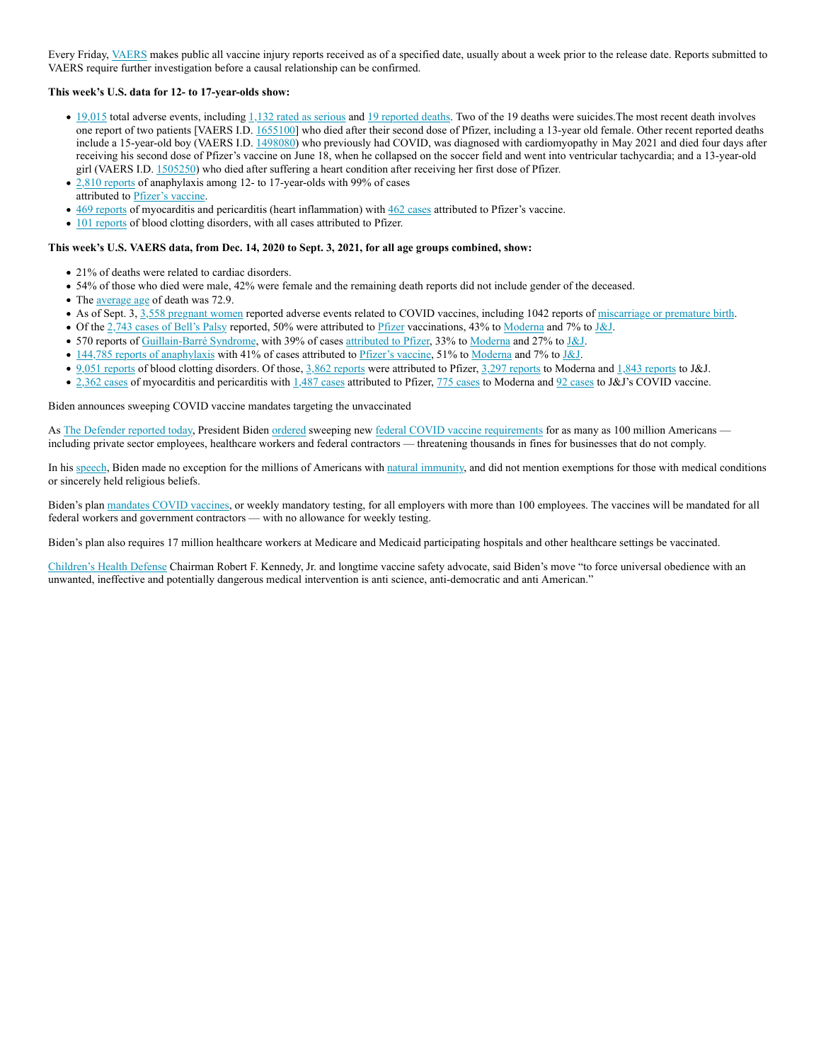Every Friday, VAERS makes public all vaccine injury reports received as of a specified date, usually about a week prior to the release date. Reports submitted to VAERS require further investigation before a causal relationship can be confirmed.

**This week's U.S. data for 12- to 17-year-olds show:**

- 19,015 total adverse events, including 1,132 rated as serious and 19 reported deaths. Two of the 19 deaths were suicides.The most recent death involves one report of two patients [VAERS I.D. 1655100] who died after their second dose of Pfizer, including a 13-year old female. Other recent reported deaths include a 15-year-old boy (VAERS I.D. 1498080) who previously had COVID, was diagnosed with cardiomyopathy in May 2021 and died four days after receiving his second dose of Pfizer's vaccine on June 18, when he collapsed on the soccer field and went into ventricular tachycardia; and a 13-year-old girl (VAERS I.D. 1505250) who died after suffering a heart condition after receiving her first dose of Pfizer.
- 2,810 reports of anaphylaxis among 12- to 17-year-olds with 99% of cases attributed to Pfizer's vaccine.
- 469 reports of myocarditis and pericarditis (heart inflammation) with 462 cases attributed to Pfizer's vaccine.
- 101 reports of blood clotting disorders, with all cases attributed to Pfizer.

**This week's U.S. VAERS data, from Dec. 14, 2020 to Sept. 3, 2021, for all age groups combined, show:**

- 21% of deaths were related to cardiac disorders.
- 54% of those who died were male, 42% were female and the remaining death reports did not include gender of the deceased.
- The average age of death was 72.9.
- As of Sept. 3, 3,558 pregnant women reported adverse events related to COVID vaccines, including 1042 reports of miscarriage or premature birth.
- Of the 2,743 cases of Bell's Palsy reported, 50% were attributed to Pfizer vaccinations, 43% to Moderna and 7% to J&J.
- 570 reports of Guillain-Barré Syndrome, with 39% of cases attributed to Pfizer, 33% to Moderna and 27% to J&J.
- 144,785 reports of anaphylaxis with 41% of cases attributed to Pfizer's vaccine, 51% to Moderna and 7% to J&J.
- 9,051 reports of blood clotting disorders. Of those, 3,862 reports were attributed to Pfizer, 3,297 reports to Moderna and 1,843 reports to J&J.
- 2,362 cases of myocarditis and pericarditis with 1,487 cases attributed to Pfizer, 775 cases to Moderna and 92 cases to J&J's COVID vaccine.

Biden announces sweeping COVID vaccine mandates targeting the unvaccinated

As The Defender reported today, President Biden ordered sweeping new federal COVID vaccine requirements for as many as 100 million Americans — including private sector employees, healthcare workers and federal contractors — threatening thousands in fines for businesses that do not comply.

In his speech, Biden made no exception for the millions of Americans with natural immunity, and did not mention exemptions for those with medical conditions or sincerely held religious beliefs.

Biden's plan mandates COVID vaccines, or weekly mandatory testing, for all employers with more than 100 employees. The vaccines will be mandated for all federal workers and government contractors — with no allowance for weekly testing.

Biden's plan also requires 17 million healthcare workers at Medicare and Medicaid participating hospitals and other healthcare settings be vaccinated.

Children's Health Defense Chairman Robert F. Kennedy, Jr. and longtime vaccine safety advocate, said Biden's move "to force universal obedience with an unwanted, ineffective and potentially dangerous medical intervention is anti science, anti-democratic and anti American."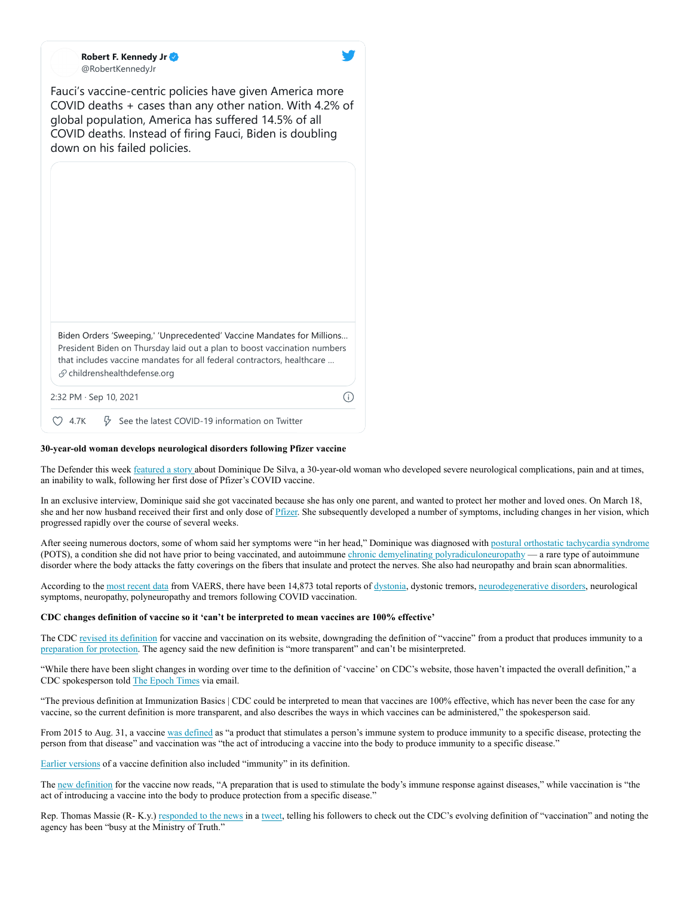**Robert F. Kennedy Jr** @RobertKennedyJr

Fauci's vaccine-centric policies have given America more COVID deaths + cases than any other nation. With 4.2% of global population, America has suffered 14.5% of all COVID deaths. Instead of firing Fauci, Biden is doubling down on his failed policies.

Biden Orders 'Sweeping,' 'Unprecedented' Vaccine Mandates for Millions...
President Biden on Thursday laid out a plan to boost vaccination numbers that includes vaccine mandates for all federal contractors, healthcare ...
childrenshealthdefense.org

2:32 PM · Sep 10, 2021

4.7K See the latest COVID-19 information on Twitter

**30-year-old woman develops neurological disorders following Pfizer vaccine**

The Defender this week featured a story about Dominique De Silva, a 30-year-old woman who developed severe neurological complications, pain and at times, an inability to walk, following her first dose of Pfizer's COVID vaccine.

In an exclusive interview, Dominique said she got vaccinated because she has only one parent, and wanted to protect her mother and loved ones. On March 18, she and her now husband received their first and only dose of Pfizer. She subsequently developed a number of symptoms, including changes in her vision, which progressed rapidly over the course of several weeks.

After seeing numerous doctors, some of whom said her symptoms were "in her head," Dominique was diagnosed with postural orthostatic tachycardia syndrome (POTS), a condition she did not have prior to being vaccinated, and autoimmune chronic demyelinating polyradiculoneuropathy — a rare type of autoimmune disorder where the body attacks the fatty coverings on the fibers that insulate and protect the nerves. She also had neuropathy and brain scan abnormalities.

According to the most recent data from VAERS, there have been 14,873 total reports of dystonia, dystonic tremors, neurodegenerative disorders, neurological symptoms, neuropathy, polyneuropathy and tremors following COVID vaccination.

**CDC changes definition of vaccine so it 'can't be interpreted to mean vaccines are 100% effective'**

The CDC revised its definition for vaccine and vaccination on its website, downgrading the definition of "vaccine" from a product that produces immunity to a preparation for protection. The agency said the new definition is "more transparent" and can't be misinterpreted.

"While there have been slight changes in wording over time to the definition of 'vaccine' on CDC's website, those haven't impacted the overall definition," a CDC spokesperson told The Epoch Times via email.

"The previous definition at Immunization Basics | CDC could be interpreted to mean that vaccines are 100% effective, which has never been the case for any vaccine, so the current definition is more transparent, and also describes the ways in which vaccines can be administered," the spokesperson said.

From 2015 to Aug. 31, a vaccine was defined as "a product that stimulates a person's immune system to produce immunity to a specific disease, protecting the person from that disease" and vaccination was "the act of introducing a vaccine into the body to produce immunity to a specific disease."

Earlier versions of a vaccine definition also included "immunity" in its definition.

The new definition for the vaccine now reads, "A preparation that is used to stimulate the body's immune response against diseases," while vaccination is "the act of introducing a vaccine into the body to produce protection from a specific disease."

Rep. Thomas Massie (R- K.y.) responded to the news in a tweet, telling his followers to check out the CDC's evolving definition of "vaccination" and noting the agency has been "busy at the Ministry of Truth."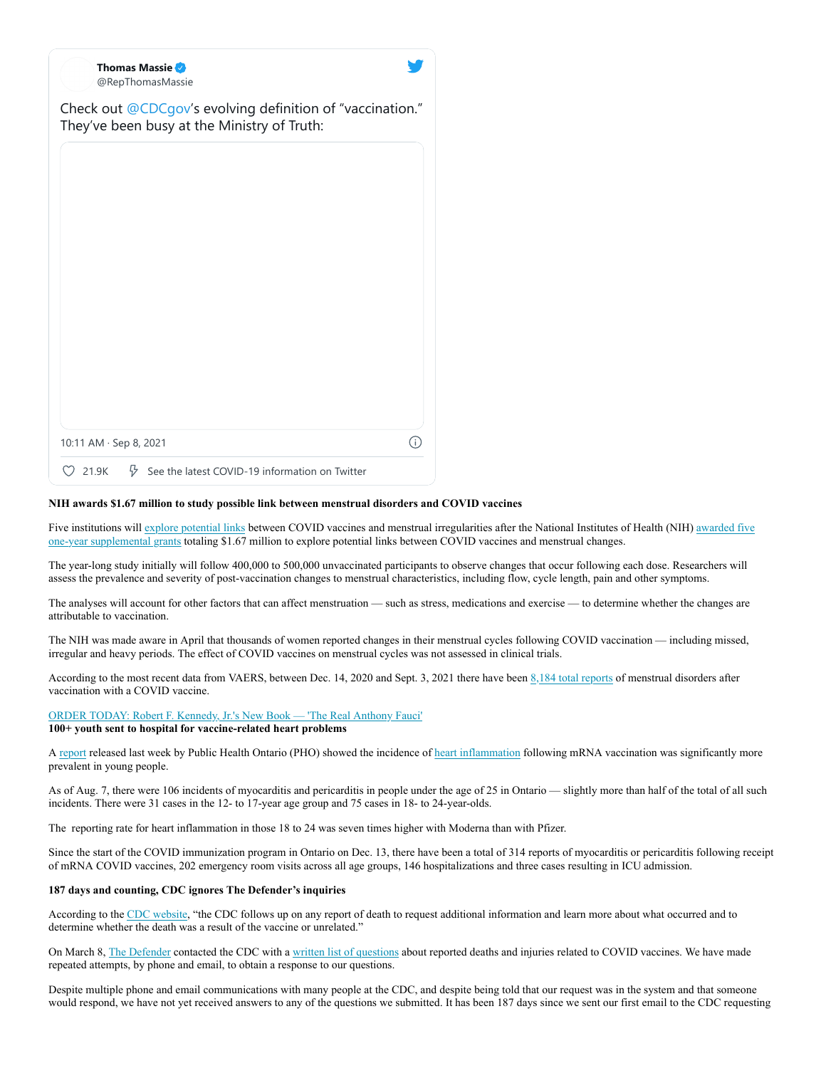Thomas Massie
@RepThomasMassie

Check out @CDCgov's evolving definition of "vaccination." They've been busy at the Ministry of Truth:

10:11 AM · Sep 8, 2021

21.9K   See the latest COVID-19 information on Twitter

**NIH awards $1.67 million to study possible link between menstrual disorders and COVID vaccines**

Five institutions will explore potential links between COVID vaccines and menstrual irregularities after the National Institutes of Health (NIH) awarded five one-year supplemental grants totaling $1.67 million to explore potential links between COVID vaccines and menstrual changes.

The year-long study initially will follow 400,000 to 500,000 unvaccinated participants to observe changes that occur following each dose. Researchers will assess the prevalence and severity of post-vaccination changes to menstrual characteristics, including flow, cycle length, pain and other symptoms.

The analyses will account for other factors that can affect menstruation — such as stress, medications and exercise — to determine whether the changes are attributable to vaccination.

The NIH was made aware in April that thousands of women reported changes in their menstrual cycles following COVID vaccination — including missed, irregular and heavy periods. The effect of COVID vaccines on menstrual cycles was not assessed in clinical trials.

According to the most recent data from VAERS, between Dec. 14, 2020 and Sept. 3, 2021 there have been 8,184 total reports of menstrual disorders after vaccination with a COVID vaccine.

ORDER TODAY: Robert F. Kennedy, Jr.'s New Book — 'The Real Anthony Fauci'

**100+ youth sent to hospital for vaccine-related heart problems**

A report released last week by Public Health Ontario (PHO) showed the incidence of heart inflammation following mRNA vaccination was significantly more prevalent in young people.

As of Aug. 7, there were 106 incidents of myocarditis and pericarditis in people under the age of 25 in Ontario — slightly more than half of the total of all such incidents. There were 31 cases in the 12- to 17-year age group and 75 cases in 18- to 24-year-olds.

The reporting rate for heart inflammation in those 18 to 24 was seven times higher with Moderna than with Pfizer.

Since the start of the COVID immunization program in Ontario on Dec. 13, there have been a total of 314 reports of myocarditis or pericarditis following receipt of mRNA COVID vaccines, 202 emergency room visits across all age groups, 146 hospitalizations and three cases resulting in ICU admission.

**187 days and counting, CDC ignores The Defender's inquiries**

According to the CDC website, "the CDC follows up on any report of death to request additional information and learn more about what occurred and to determine whether the death was a result of the vaccine or unrelated."

On March 8, The Defender contacted the CDC with a written list of questions about reported deaths and injuries related to COVID vaccines. We have made repeated attempts, by phone and email, to obtain a response to our questions.

Despite multiple phone and email communications with many people at the CDC, and despite being told that our request was in the system and that someone would respond, we have not yet received answers to any of the questions we submitted. It has been 187 days since we sent our first email to the CDC requesting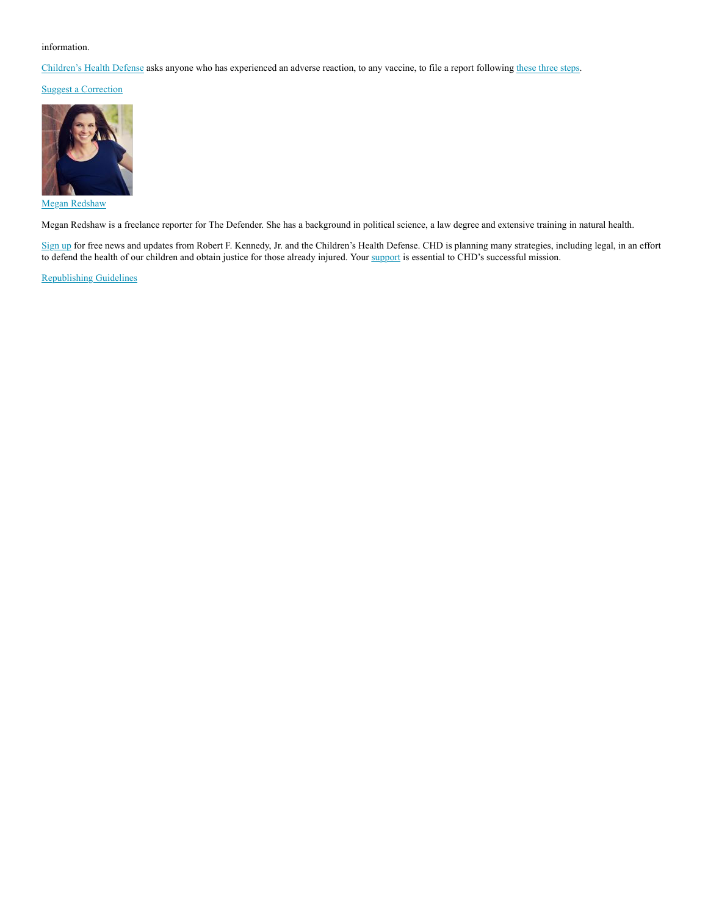information.

Children's Health Defense asks anyone who has experienced an adverse reaction, to any vaccine, to file a report following these three steps.

Suggest a Correction

Megan Redshaw

Megan Redshaw is a freelance reporter for The Defender. She has a background in political science, a law degree and extensive training in natural health.

Sign up for free news and updates from Robert F. Kennedy, Jr. and the Children's Health Defense. CHD is planning many strategies, including legal, in an effort to defend the health of our children and obtain justice for those already injured. Your support is essential to CHD's successful mission.

Republishing Guidelines